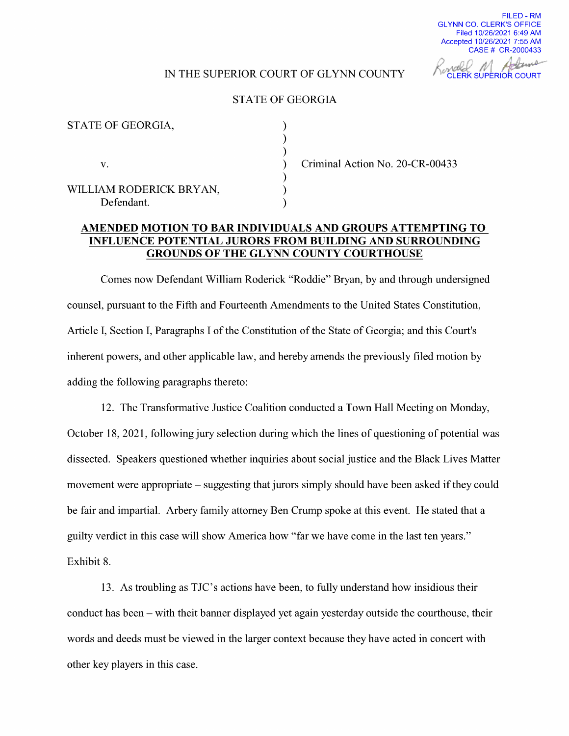FILED - RM
GLYNN CO. CLERK'S OFFICE
Filed 10/26/2021 6:49 AM
Accepted 10/26/2021 7:55 AM
CASE # CR-2000433
CLERK SUPERIOR COURT

IN THE SUPERIOR COURT OF GLYNN COUNTY

STATE OF GEORGIA

| | | |
|---|---|---|
| STATE OF GEORGIA, | ) | |
| | ) | |
| v. | ) | Criminal Action No. 20-CR-00433 |
| | ) | |
| WILLIAM RODERICK BRYAN, Defendant. | ) | |

## <u>AMENDED</u> <u>MOTION TO BAR INDIVIDUALS AND GROUPS ATTEMPTING TO INFLUENCE POTENTIAL JURORS FROM BUILDING AND SURROUNDING GROUNDS OF THE GLYNN COUNTY COURTHOUSE</u>

Comes now Defendant William Roderick "Roddie" Bryan, by and through undersigned counsel, pursuant to the Fifth and Fourteenth Amendments to the United States Constitution, Article I, Section I, Paragraphs I of the Constitution of the State of Georgia; and this Court's inherent powers, and other applicable law, and hereby amends the previously filed motion by adding the following paragraphs thereto:

12. The Transformative Justice Coalition conducted a Town Hall Meeting on Monday, October 18, 2021, following jury selection during which the lines of questioning of potential was dissected. Speakers questioned whether inquiries about social justice and the Black Lives Matter movement were appropriate – suggesting that jurors simply should have been asked if they could be fair and impartial. Arbery family attorney Ben Crump spoke at this event. He stated that a guilty verdict in this case will show America how "far we have come in the last ten years." Exhibit 8.

13. As troubling as TJC's actions have been, to fully understand how insidious their conduct has been – with theit banner displayed yet again yesterday outside the courthouse, their words and deeds must be viewed in the larger context because they have acted in concert with other key players in this case.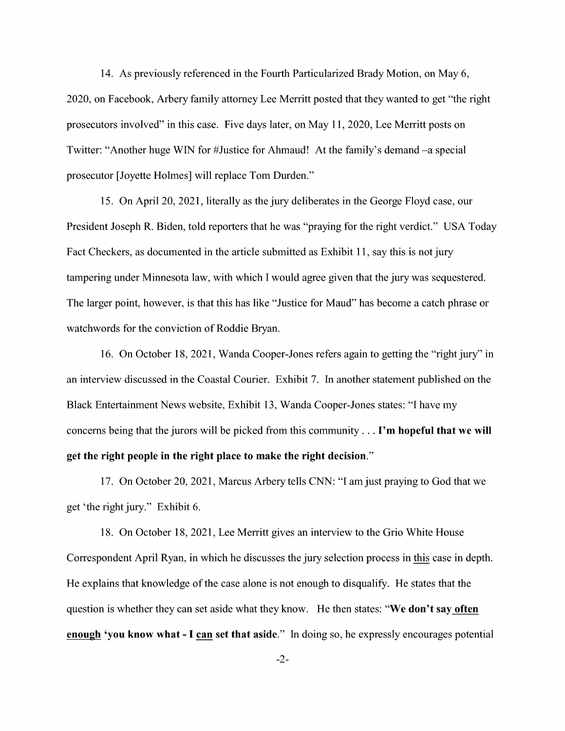14. As previously referenced in the Fourth Particularized Brady Motion, on May 6, 2020, on Facebook, Arbery family attorney Lee Merritt posted that they wanted to get "the right prosecutors involved" in this case. Five days later, on May 11, 2020, Lee Merritt posts on Twitter: "Another huge WIN for #Justice for Ahmaud! At the family's demand –a special prosecutor [Joyette Holmes] will replace Tom Durden."

15. On April 20, 2021, literally as the jury deliberates in the George Floyd case, our President Joseph R. Biden, told reporters that he was "praying for the right verdict." USA Today Fact Checkers, as documented in the article submitted as Exhibit 11, say this is not jury tampering under Minnesota law, with which I would agree given that the jury was sequestered. The larger point, however, is that this has like "Justice for Maud" has become a catch phrase or watchwords for the conviction of Roddie Bryan.

16. On October 18, 2021, Wanda Cooper-Jones refers again to getting the "right jury" in an interview discussed in the Coastal Courier. Exhibit 7. In another statement published on the Black Entertainment News website, Exhibit 13, Wanda Cooper-Jones states: "I have my concerns being that the jurors will be picked from this community . . . **I'm hopeful that we will get the right people in the right place to make the right decision**."

17. On October 20, 2021, Marcus Arbery tells CNN: "I am just praying to God that we get 'the right jury." Exhibit 6.

18. On October 18, 2021, Lee Merritt gives an interview to the Grio White House Correspondent April Ryan, in which he discusses the jury selection process in <u>this</u> case in depth. He explains that knowledge of the case alone is not enough to disqualify. He states that the question is whether they can set aside what they know. He then states: "**We don't say <u>often enough</u> 'you know what - I <u>can</u> set that aside**." In doing so, he expressly encourages potential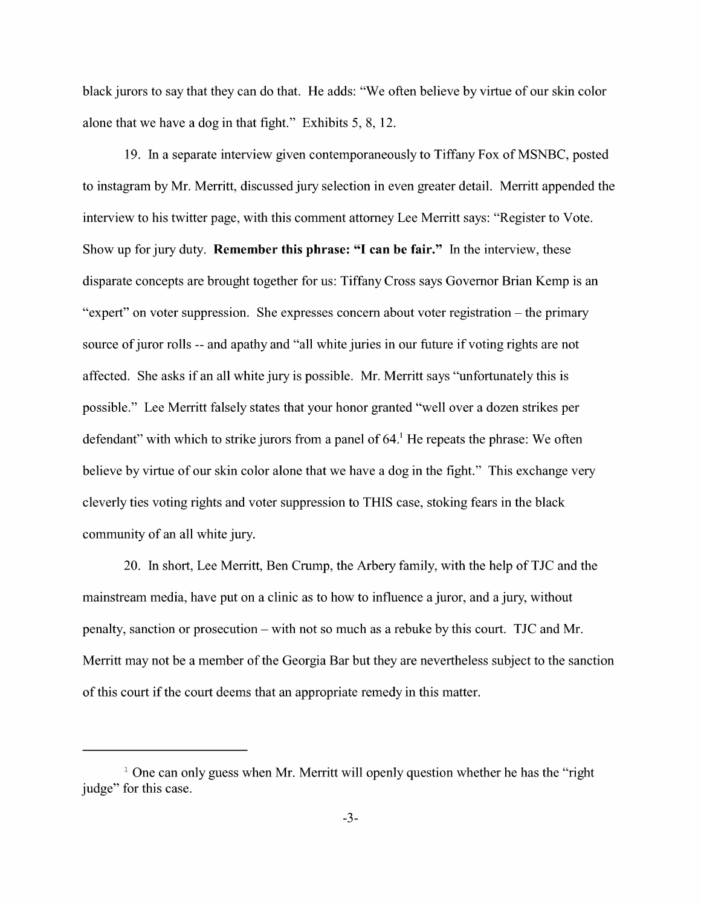black jurors to say that they can do that. He adds: "We often believe by virtue of our skin color alone that we have a dog in that fight." Exhibits 5, 8, 12.

19. In a separate interview given contemporaneously to Tiffany Fox of MSNBC, posted to instagram by Mr. Merritt, discussed jury selection in even greater detail. Merritt appended the interview to his twitter page, with this comment attorney Lee Merritt says: "Register to Vote. Show up for jury duty. **Remember this phrase: "I can be fair."** In the interview, these disparate concepts are brought together for us: Tiffany Cross says Governor Brian Kemp is an "expert" on voter suppression. She expresses concern about voter registration – the primary source of juror rolls -- and apathy and "all white juries in our future if voting rights are not affected. She asks if an all white jury is possible. Mr. Merritt says "unfortunately this is possible." Lee Merritt falsely states that your honor granted "well over a dozen strikes per defendant" with which to strike jurors from a panel of 64.[1] He repeats the phrase: We often believe by virtue of our skin color alone that we have a dog in the fight." This exchange very cleverly ties voting rights and voter suppression to THIS case, stoking fears in the black community of an all white jury.

20. In short, Lee Merritt, Ben Crump, the Arbery family, with the help of TJC and the mainstream media, have put on a clinic as to how to influence a juror, and a jury, without penalty, sanction or prosecution – with not so much as a rebuke by this court. TJC and Mr. Merritt may not be a member of the Georgia Bar but they are nevertheless subject to the sanction of this court if the court deems that an appropriate remedy in this matter.

---

[1] One can only guess when Mr. Merritt will openly question whether he has the "right judge" for this case.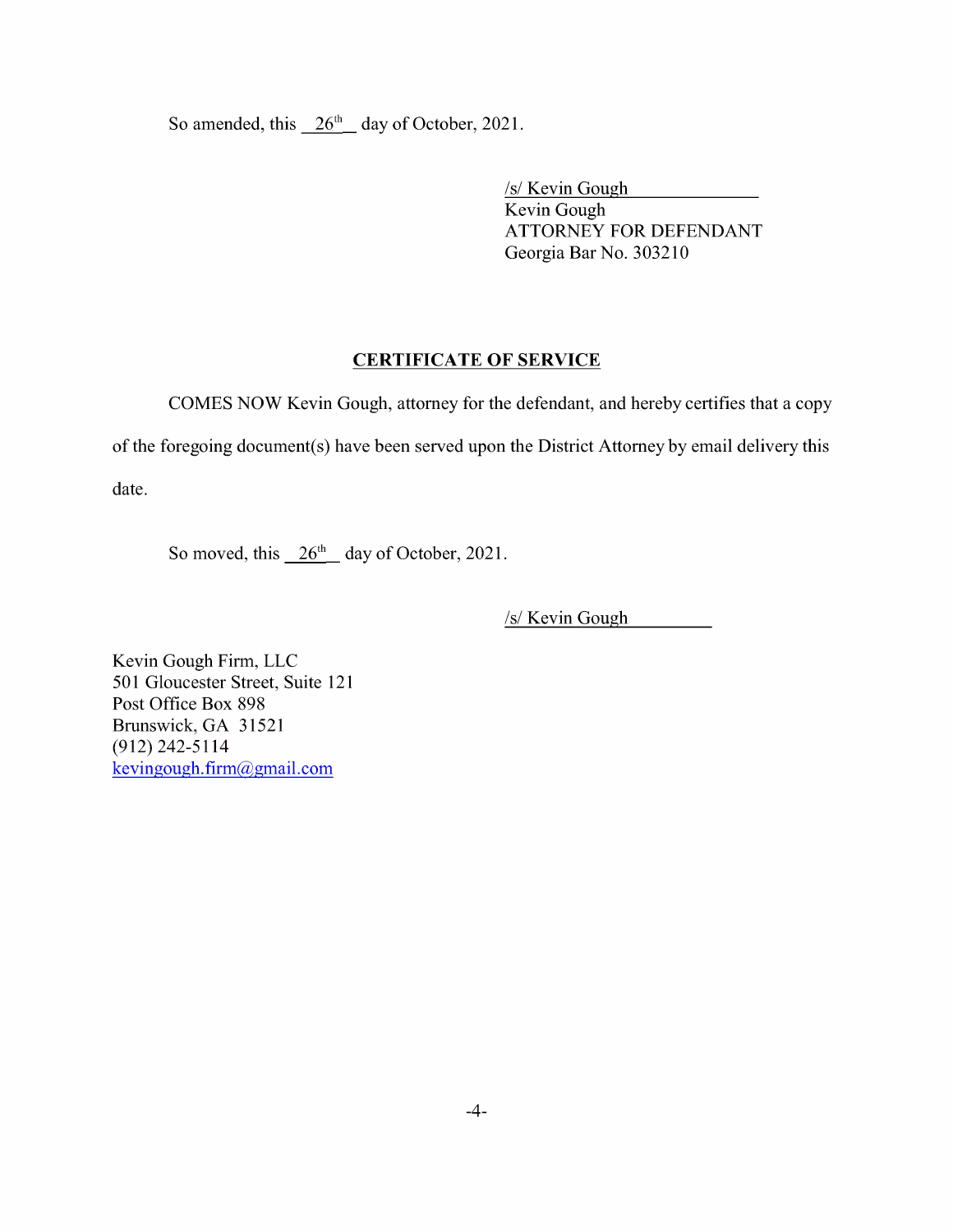So amended, this __26th__ day of October, 2021.

/s/ Kevin Gough  
Kevin Gough  
ATTORNEY FOR DEFENDANT  
Georgia Bar No. 303210

## CERTIFICATE OF SERVICE

COMES NOW Kevin Gough, attorney for the defendant, and hereby certifies that a copy of the foregoing document(s) have been served upon the District Attorney by email delivery this date.

So moved, this __26th__ day of October, 2021.

/s/ Kevin Gough

Kevin Gough Firm, LLC  
501 Gloucester Street, Suite 121  
Post Office Box 898  
Brunswick, GA 31521  
(912) 242-5114  
kevingough.firm@gmail.com